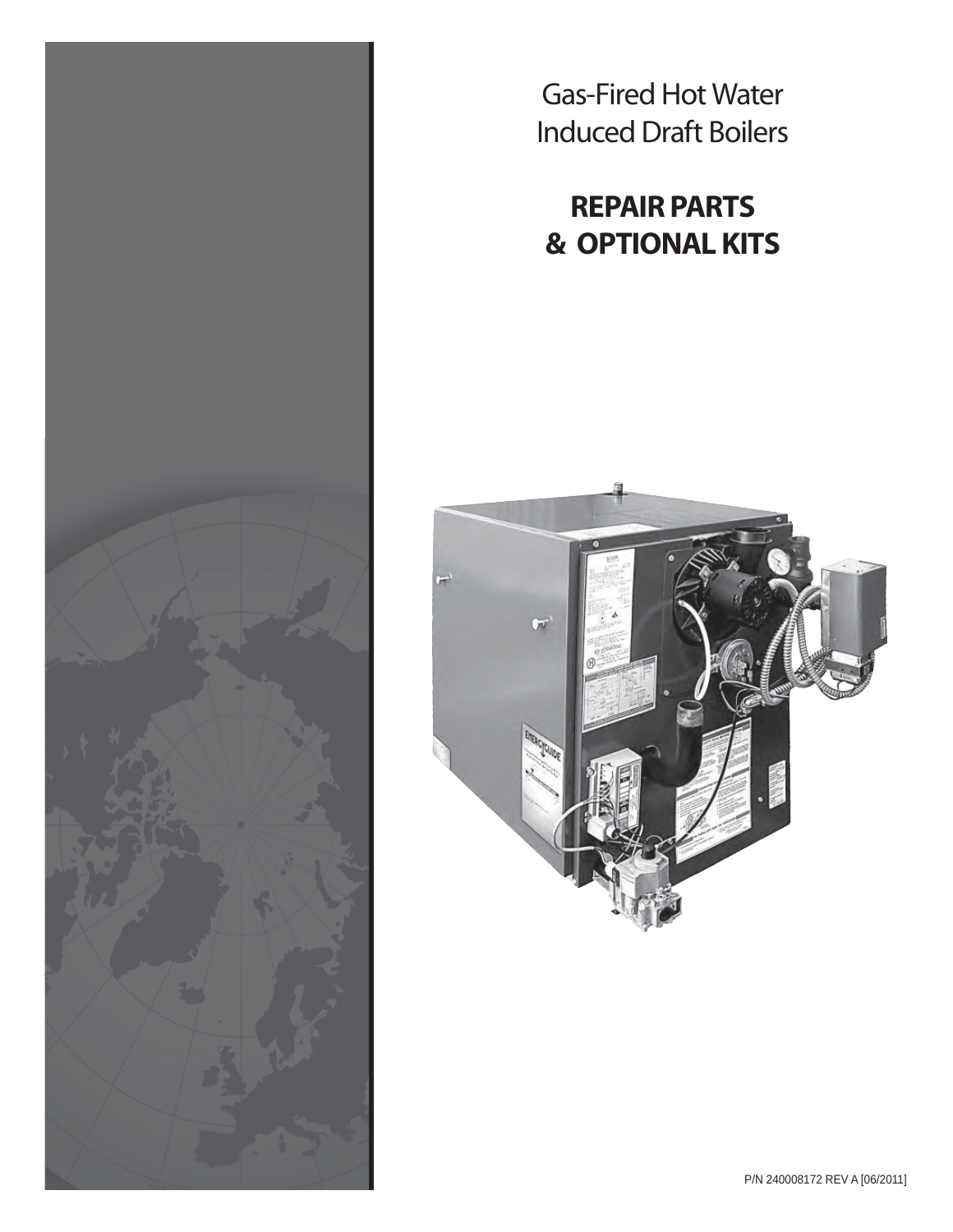# Gas-Fired Hot Water Induced Draft Boilers

## REPAIR PARTS & OPTIONAL KITS

P/N 240008172 REV A [06/2011]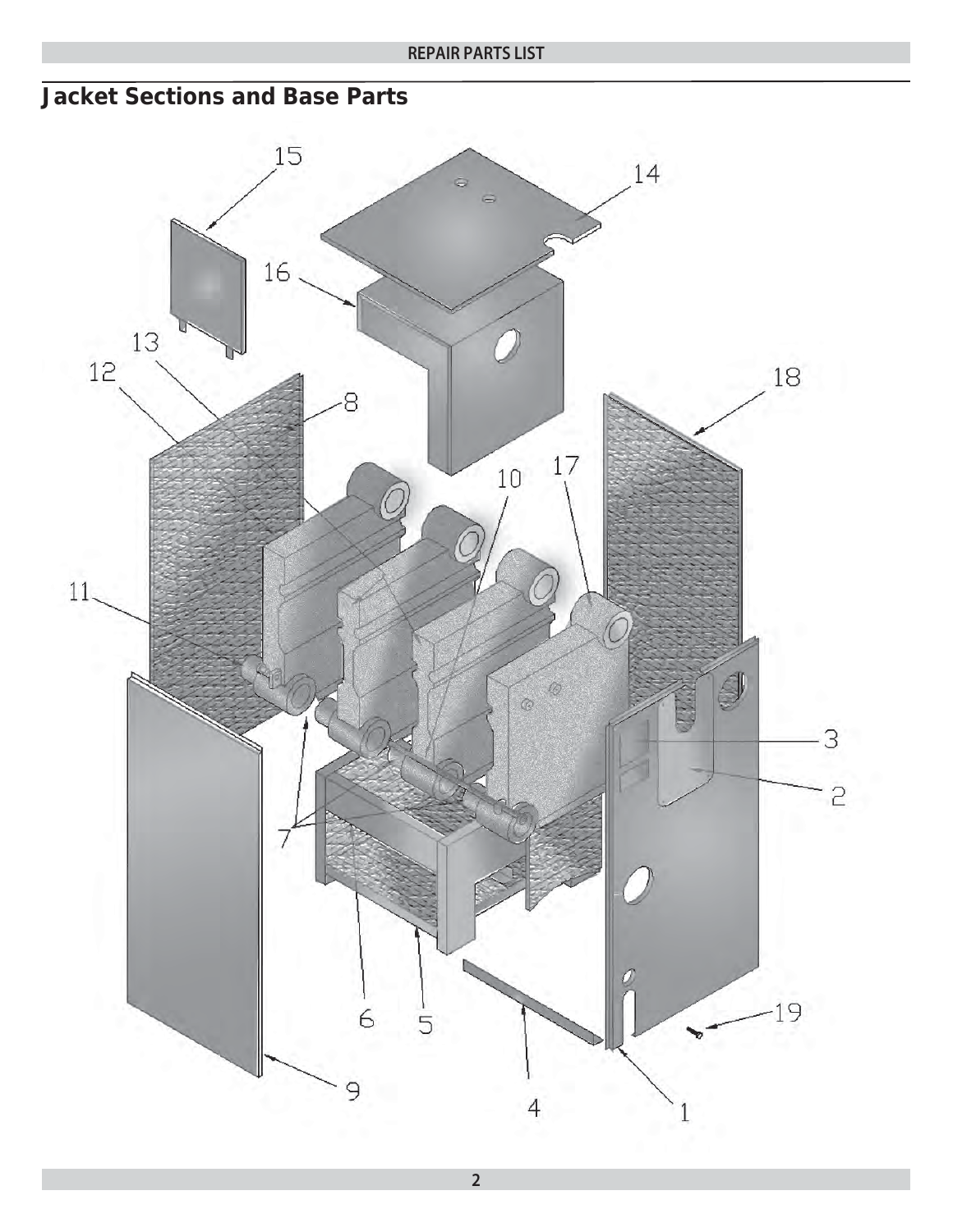## Jacket Sections and Base Parts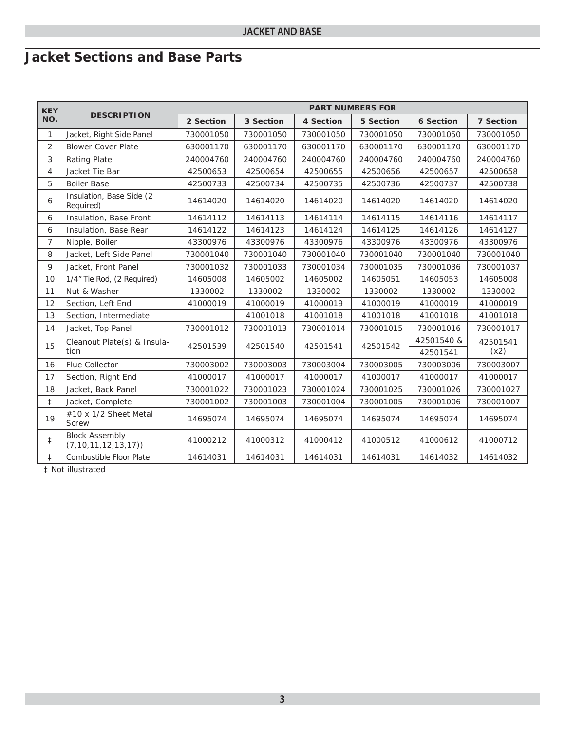## Jacket Sections and Base Parts

| KEY NO. | DESCRIPTION | PART NUMBERS FOR | | | | | |
|---|---|---|---|---|---|---|---|
| | | 2 Section | 3 Section | 4 Section | 5 Section | 6 Section | 7 Section |
| 1 | Jacket, Right Side Panel | 730001050 | 730001050 | 730001050 | 730001050 | 730001050 | 730001050 |
| 2 | Blower Cover Plate | 630001170 | 630001170 | 630001170 | 630001170 | 630001170 | 630001170 |
| 3 | Rating Plate | 240004760 | 240004760 | 240004760 | 240004760 | 240004760 | 240004760 |
| 4 | Jacket Tie Bar | 42500653 | 42500654 | 42500655 | 42500656 | 42500657 | 42500658 |
| 5 | Boiler Base | 42500733 | 42500734 | 42500735 | 42500736 | 42500737 | 42500738 |
| 6 | Insulation, Base Side (2 Required) | 14614020 | 14614020 | 14614020 | 14614020 | 14614020 | 14614020 |
| 6 | Insulation, Base Front | 14614112 | 14614113 | 14614114 | 14614115 | 14614116 | 14614117 |
| 6 | Insulation, Base Rear | 14614122 | 14614123 | 14614124 | 14614125 | 14614126 | 14614127 |
| 7 | Nipple, Boiler | 43300976 | 43300976 | 43300976 | 43300976 | 43300976 | 43300976 |
| 8 | Jacket, Left Side Panel | 730001040 | 730001040 | 730001040 | 730001040 | 730001040 | 730001040 |
| 9 | Jacket, Front Panel | 730001032 | 730001033 | 730001034 | 730001035 | 730001036 | 730001037 |
| 10 | 1/4" Tie Rod, (2 Required) | 14605008 | 14605002 | 14605002 | 14605051 | 14605053 | 14605008 |
| 11 | Nut & Washer | 1330002 | 1330002 | 1330002 | 1330002 | 1330002 | 1330002 |
| 12 | Section, Left End | 41000019 | 41000019 | 41000019 | 41000019 | 41000019 | 41000019 |
| 13 | Section, Intermediate | | 41001018 | 41001018 | 41001018 | 41001018 | 41001018 |
| 14 | Jacket, Top Panel | 730001012 | 730001013 | 730001014 | 730001015 | 730001016 | 730001017 |
| 15 | Cleanout Plate(s) & Insulation | 42501539 | 42501540 | 42501541 | 42501542 | 42501540 & 42501541 | 42501541 (x2) |
| 16 | Flue Collector | 730003002 | 730003003 | 730003004 | 730003005 | 730003006 | 730003007 |
| 17 | Section, Right End | 41000017 | 41000017 | 41000017 | 41000017 | 41000017 | 41000017 |
| 18 | Jacket, Back Panel | 730001022 | 730001023 | 730001024 | 730001025 | 730001026 | 730001027 |
| ‡ | Jacket, Complete | 730001002 | 730001003 | 730001004 | 730001005 | 730001006 | 730001007 |
| 19 | #10 x 1/2 Sheet Metal Screw | 14695074 | 14695074 | 14695074 | 14695074 | 14695074 | 14695074 |
| ‡ | Block Assembly (7,10,11,12,13,17)) | 41000212 | 41000312 | 41000412 | 41000512 | 41000612 | 41000712 |
| ‡ | Combustible Floor Plate | 14614031 | 14614031 | 14614031 | 14614031 | 14614032 | 14614032 |

‡ Not illustrated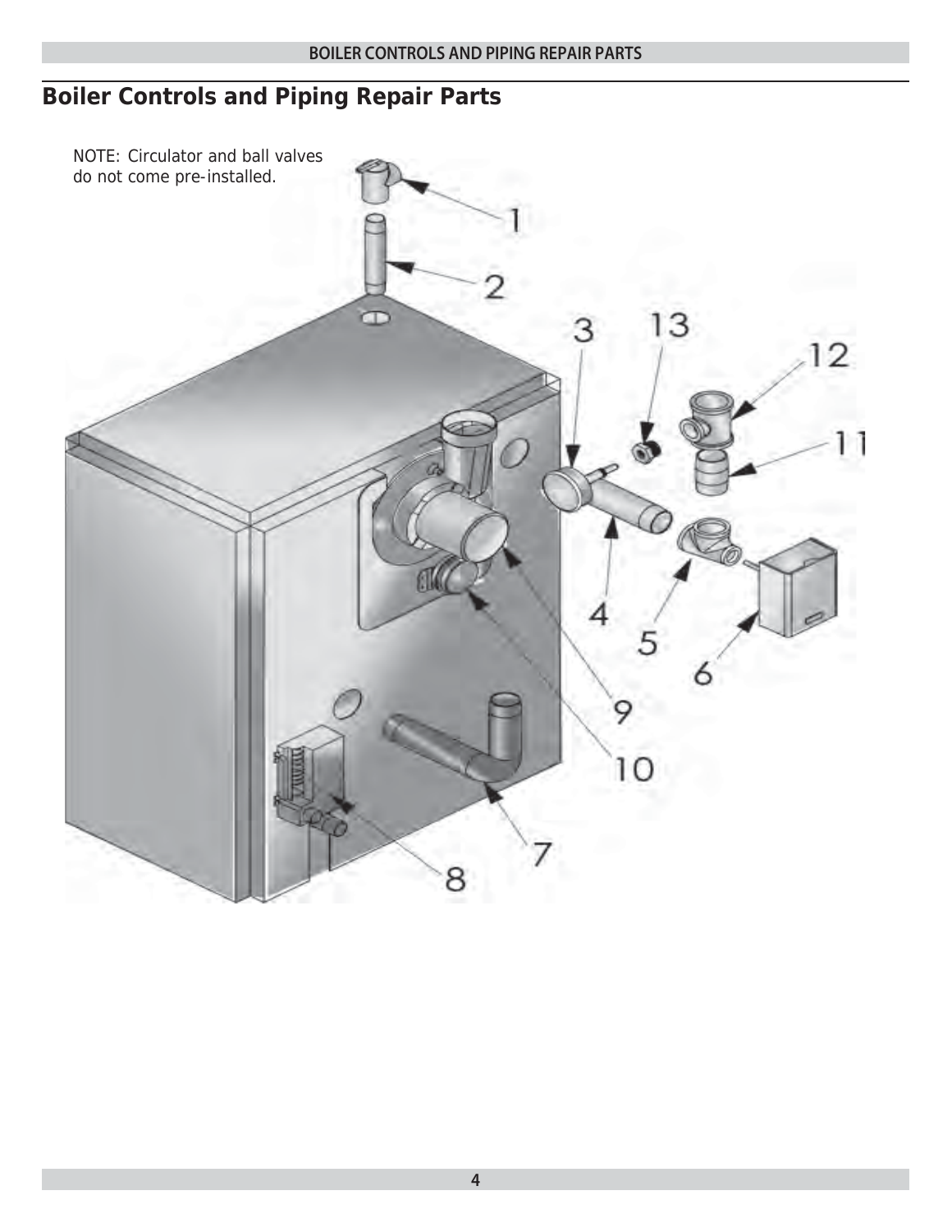## Boiler Controls and Piping Repair Parts

NOTE: Circulator and ball valves do not come pre-installed.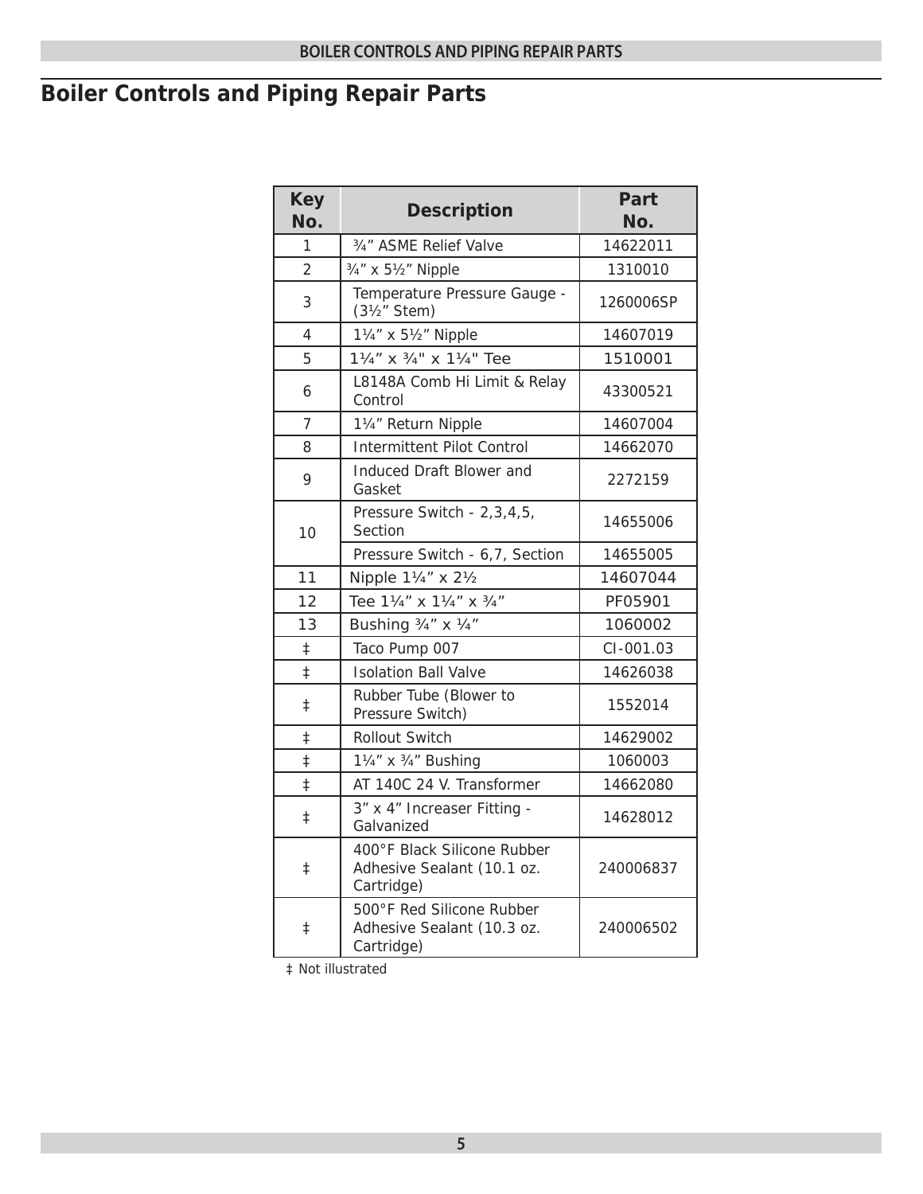# Boiler Controls and Piping Repair Parts

| Key No. | Description | Part No. |
|---|---|---|
| 1 | ¾” ASME Relief Valve | 14622011 |
| 2 | ¾” x 5½” Nipple | 1310010 |
| 3 | Temperature Pressure Gauge - (3½” Stem) | 1260006SP |
| 4 | 1¼” x 5½” Nipple | 14607019 |
| 5 | 1¼” x ¾" x 1¼" Tee | 1510001 |
| 6 | L8148A Comb Hi Limit & Relay Control | 43300521 |
| 7 | 1¼” Return Nipple | 14607004 |
| 8 | Intermittent Pilot Control | 14662070 |
| 9 | Induced Draft Blower and Gasket | 2272159 |
| 10 | Pressure Switch - 2,3,4,5, Section | 14655006 |
| | Pressure Switch - 6,7, Section | 14655005 |
| 11 | Nipple 1¼” x 2½ | 14607044 |
| 12 | Tee 1¼” x 1¼” x ¾” | PF05901 |
| 13 | Bushing ¾” x ¼” | 1060002 |
| ‡ | Taco Pump 007 | CI-001.03 |
| ‡ | Isolation Ball Valve | 14626038 |
| ‡ | Rubber Tube (Blower to Pressure Switch) | 1552014 |
| ‡ | Rollout Switch | 14629002 |
| ‡ | 1¼” x ¾” Bushing | 1060003 |
| ‡ | AT 140C 24 V. Transformer | 14662080 |
| ‡ | 3” x 4” Increaser Fitting - Galvanized | 14628012 |
| ‡ | 400°F Black Silicone Rubber Adhesive Sealant (10.1 oz. Cartridge) | 240006837 |
| ‡ | 500°F Red Silicone Rubber Adhesive Sealant (10.3 oz. Cartridge) | 240006502 |

‡ Not illustrated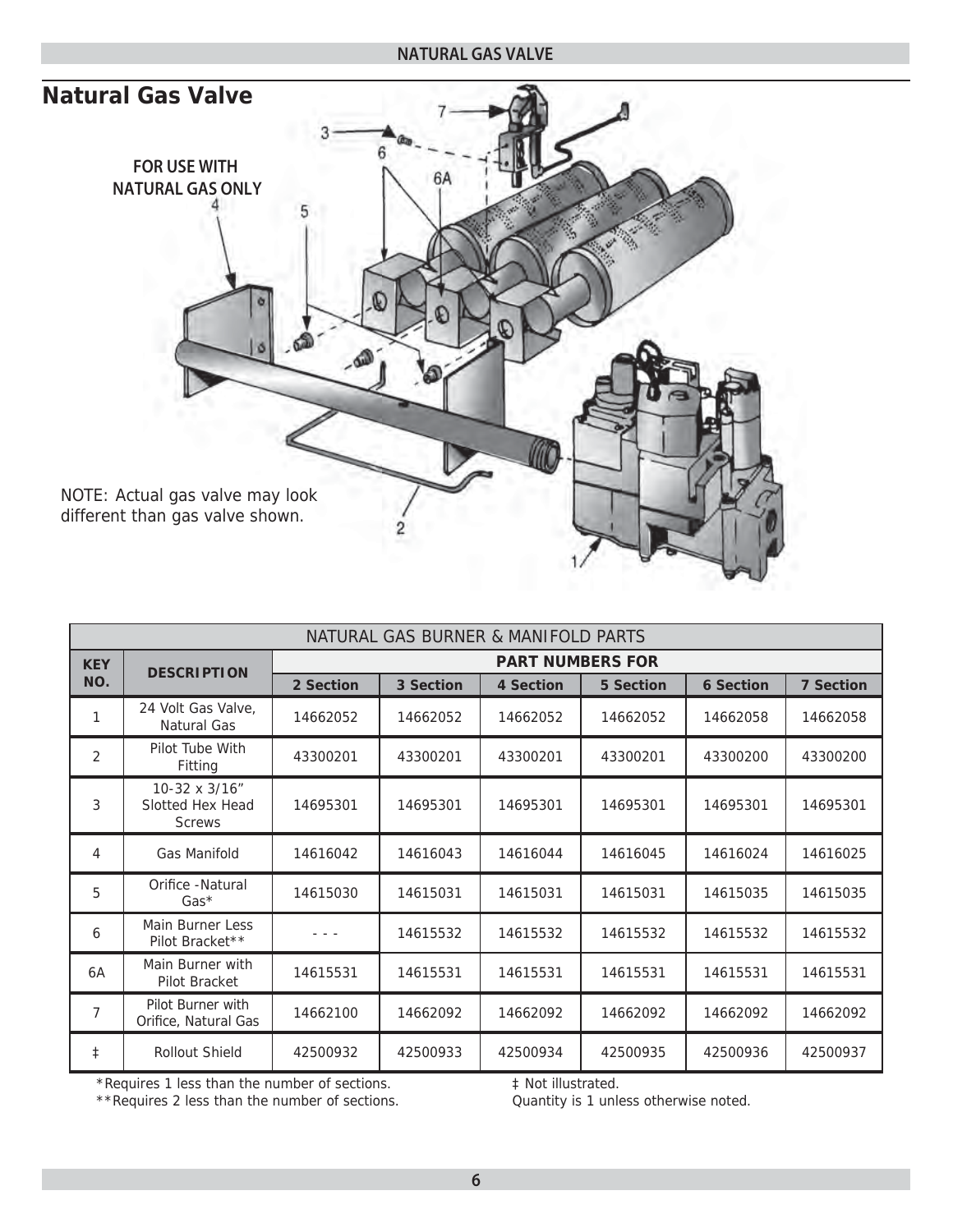# Natural Gas Valve

**FOR USE WITH NATURAL GAS ONLY**

NOTE: Actual gas valve may look different than gas valve shown.

| NATURAL GAS BURNER & MANIFOLD PARTS | | | | | | | |
|---|---|---|---|---|---|---|---|
| **KEY NO.** | **DESCRIPTION** | **PART NUMBERS FOR** | | | | | |
| | | **2 Section** | **3 Section** | **4 Section** | **5 Section** | **6 Section** | **7 Section** |
| 1 | 24 Volt Gas Valve, Natural Gas | 14662052 | 14662052 | 14662052 | 14662052 | 14662058 | 14662058 |
| 2 | Pilot Tube With Fitting | 43300201 | 43300201 | 43300201 | 43300201 | 43300200 | 43300200 |
| 3 | 10-32 x 3/16" Slotted Hex Head Screws | 14695301 | 14695301 | 14695301 | 14695301 | 14695301 | 14695301 |
| 4 | Gas Manifold | 14616042 | 14616043 | 14616044 | 14616045 | 14616024 | 14616025 |
| 5 | Orifice -Natural Gas* | 14615030 | 14615031 | 14615031 | 14615031 | 14615035 | 14615035 |
| 6 | Main Burner Less Pilot Bracket** | - - - | 14615532 | 14615532 | 14615532 | 14615532 | 14615532 |
| 6A | Main Burner with Pilot Bracket | 14615531 | 14615531 | 14615531 | 14615531 | 14615531 | 14615531 |
| 7 | Pilot Burner with Orifice, Natural Gas | 14662100 | 14662092 | 14662092 | 14662092 | 14662092 | 14662092 |
| ‡ | Rollout Shield | 42500932 | 42500933 | 42500934 | 42500935 | 42500936 | 42500937 |

*Requires 1 less than the number of sections.
**Requires 2 less than the number of sections.

‡ Not illustrated.
Quantity is 1 unless otherwise noted.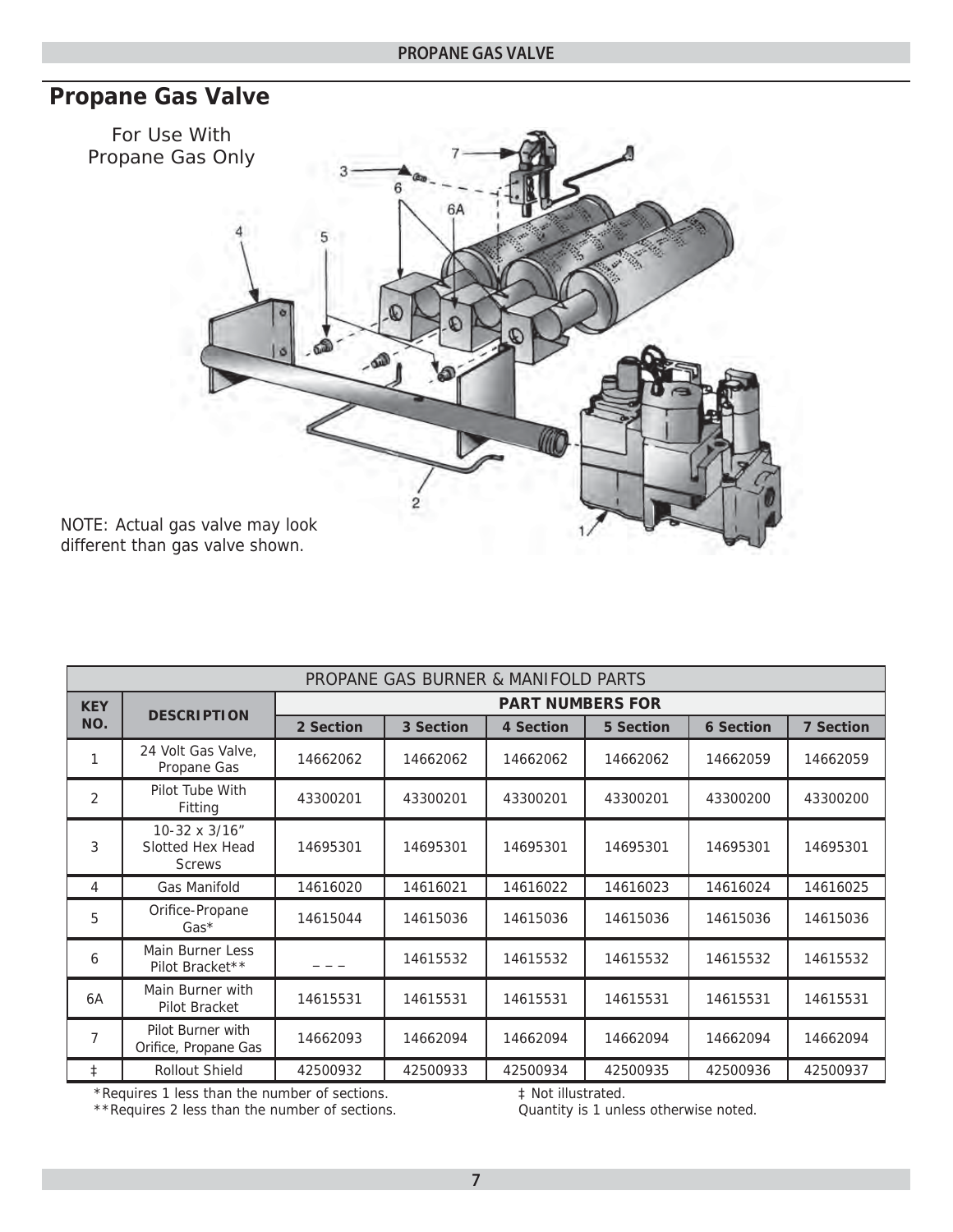# Propane Gas Valve

For Use With
Propane Gas Only

NOTE: Actual gas valve may look different than gas valve shown.

| PROPANE GAS BURNER & MANIFOLD PARTS | | | | | | | |
|---|---|---|---|---|---|---|---|
| KEY NO. | DESCRIPTION | PART NUMBERS FOR | | | | | |
| | | 2 Section | 3 Section | 4 Section | 5 Section | 6 Section | 7 Section |
| 1 | 24 Volt Gas Valve, Propane Gas | 14662062 | 14662062 | 14662062 | 14662062 | 14662059 | 14662059 |
| 2 | Pilot Tube With Fitting | 43300201 | 43300201 | 43300201 | 43300201 | 43300200 | 43300200 |
| 3 | 10-32 x 3/16" Slotted Hex Head Screws | 14695301 | 14695301 | 14695301 | 14695301 | 14695301 | 14695301 |
| 4 | Gas Manifold | 14616020 | 14616021 | 14616022 | 14616023 | 14616024 | 14616025 |
| 5 | Orifice-Propane Gas* | 14615044 | 14615036 | 14615036 | 14615036 | 14615036 | 14615036 |
| 6 | Main Burner Less Pilot Bracket** | – – – | 14615532 | 14615532 | 14615532 | 14615532 | 14615532 |
| 6A | Main Burner with Pilot Bracket | 14615531 | 14615531 | 14615531 | 14615531 | 14615531 | 14615531 |
| 7 | Pilot Burner with Orifice, Propane Gas | 14662093 | 14662094 | 14662094 | 14662094 | 14662094 | 14662094 |
| ‡ | Rollout Shield | 42500932 | 42500933 | 42500934 | 42500935 | 42500936 | 42500937 |

*Requires 1 less than the number of sections.
**Requires 2 less than the number of sections.

‡ Not illustrated.
Quantity is 1 unless otherwise noted.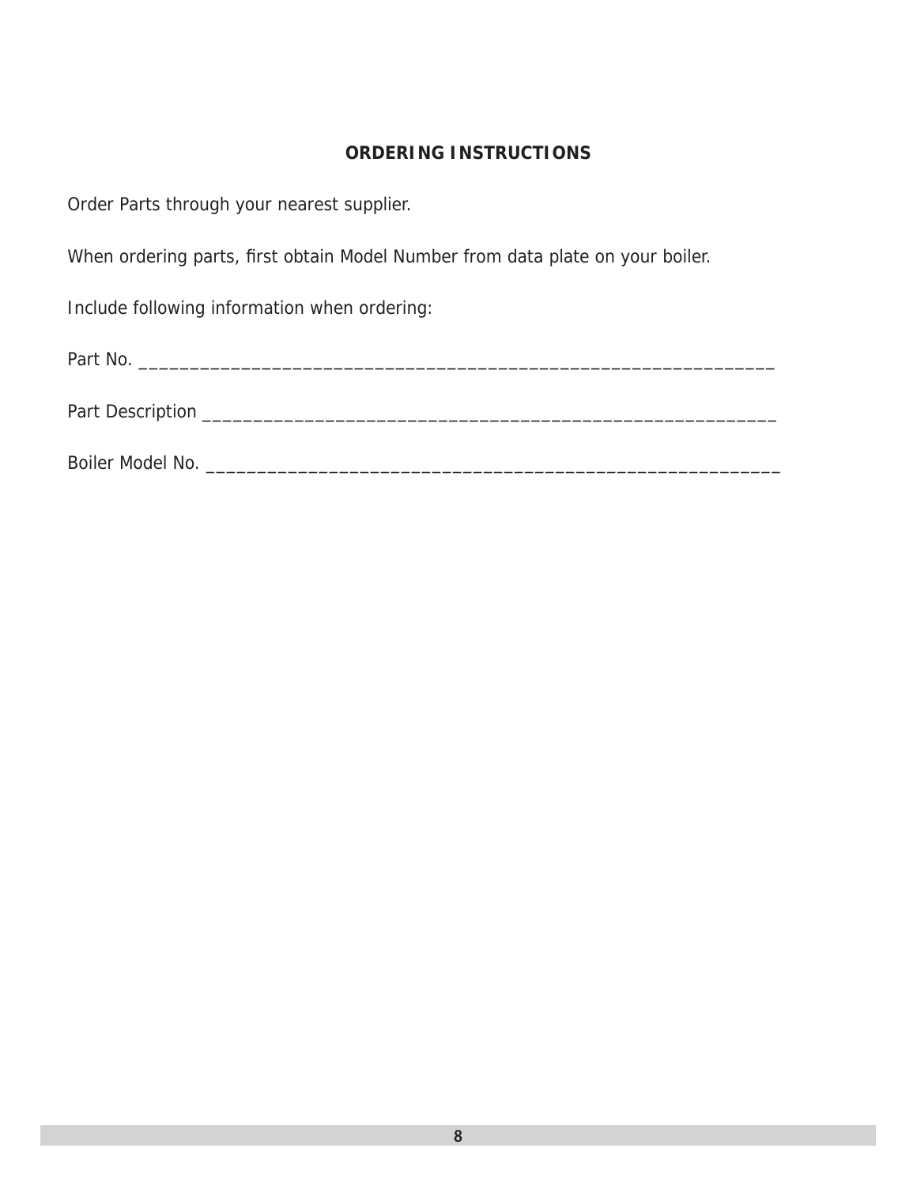## ORDERING INSTRUCTIONS

Order Parts through your nearest supplier.

When ordering parts, first obtain Model Number from data plate on your boiler.

Include following information when ordering:

Part No. ________________________________________________________________

Part Description __________________________________________________________

Boiler Model No. _________________________________________________________